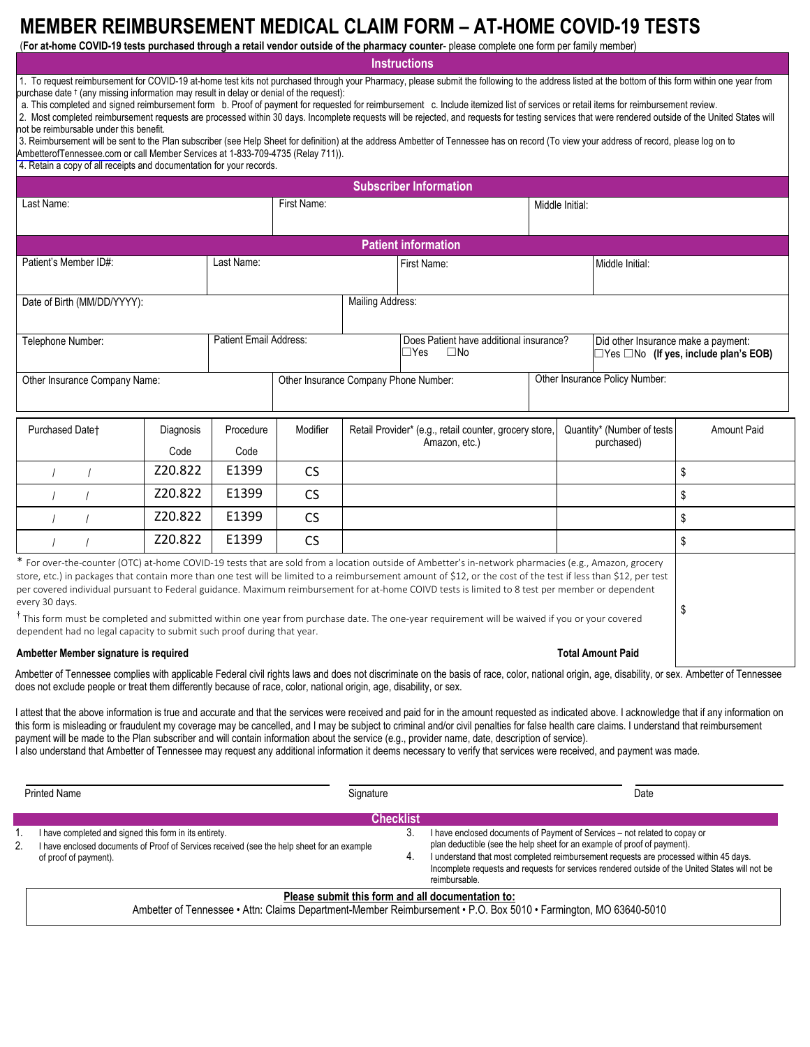# MEMBER REIMBURSEMENT MEDICAL CLAIM FORM – AT-HOME COVID-19 TESTS

(**For at-home COVID-19 tests purchased through a retail vendor outside of the pharmacy counter**- please complete one form per family member)

## Instructions

1. To request reimbursement for COVID-19 at-home test kits not purchased through your Pharmacy, please submit the following to the address listed at the bottom of this form within one year from purchase date † (any missing information may result in delay or denial of the request):
   a. This completed and signed reimbursement form b. Proof of payment for requested for reimbursement c. Include itemized list of services or retail items for reimbursement review.
2. Most completed reimbursement requests are processed within 30 days. Incomplete requests will be rejected, and requests for testing services that were rendered outside of the United States will not be reimbursable under this benefit.
3. Reimbursement will be sent to the Plan subscriber (see Help Sheet for definition) at the address Ambetter of Tennessee has on record (To view your address of record, please log on to AmbetterofTennessee.com or call Member Services at 1-833-709-4735 (Relay 711)).
4. Retain a copy of all receipts and documentation for your records.

## Subscriber Information

| Last Name: | First Name: | Middle Initial: |
|---|---|---|
| | | |

## Patient information

| Patient's Member ID#: | Last Name: | First Name: | Middle Initial: |
|---|---|---|---|
| | | | |

| Date of Birth (MM/DD/YYYY): | Mailing Address: |
|---|---|
| | |

| Telephone Number: | Patient Email Address: | Does Patient have additional insurance? ☐Yes ☐No | Did other Insurance make a payment: ☐Yes ☐No **(If yes, include plan's EOB)** |
|---|---|---|---|
| | | | |

| Other Insurance Company Name: | Other Insurance Company Phone Number: | Other Insurance Policy Number: |
|---|---|---|
| | | |

| Purchased Date† | Diagnosis Code | Procedure Code | Modifier | Retail Provider* (e.g., retail counter, grocery store, Amazon, etc.) | Quantity* (Number of tests purchased) | Amount Paid |
|---|---|---|---|---|---|---|
| / / | Z20.822 | E1399 | CS | | | $ |
| / / | Z20.822 | E1399 | CS | | | $ |
| / / | Z20.822 | E1399 | CS | | | $ |
| / / | Z20.822 | E1399 | CS | | | $ |

* For over-the-counter (OTC) at-home COVID-19 tests that are sold from a location outside of Ambetter's in-network pharmacies (e.g., Amazon, grocery store, etc.) in packages that contain more than one test will be limited to a reimbursement amount of $12, or the cost of the test if less than $12, per test per covered individual pursuant to Federal guidance. Maximum reimbursement for at-home COIVD tests is limited to 8 test per member or dependent every 30 days.

† This form must be completed and submitted within one year from purchase date. The one-year requirement will be waived if you or your covered dependent had no legal capacity to submit such proof during that year.

**Ambetter Member signature is required** **Total Amount Paid** $

Ambetter of Tennessee complies with applicable Federal civil rights laws and does not discriminate on the basis of race, color, national origin, age, disability, or sex. Ambetter of Tennessee does not exclude people or treat them differently because of race, color, national origin, age, disability, or sex.

I attest that the above information is true and accurate and that the services were received and paid for in the amount requested as indicated above. I acknowledge that if any information on this form is misleading or fraudulent my coverage may be cancelled, and I may be subject to criminal and/or civil penalties for false health care claims. I understand that reimbursement payment will be made to the Plan subscriber and will contain information about the service (e.g., provider name, date, description of service).
I also understand that Ambetter of Tennessee may request any additional information it deems necessary to verify that services were received, and payment was made.

| Printed Name | Signature | Date |
|---|---|---|
| | | |

## Checklist

1. I have completed and signed this form in its entirety.
2. I have enclosed documents of Proof of Services received (see the help sheet for an example of proof of payment).
3. I have enclosed documents of Payment of Services – not related to copay or plan deductible (see the help sheet for an example of proof of payment).
4. I understand that most completed reimbursement requests are processed within 45 days. Incomplete requests and requests for services rendered outside of the United States will not be reimbursable.

**Please submit this form and all documentation to:**
Ambetter of Tennessee • Attn: Claims Department-Member Reimbursement • P.O. Box 5010 • Farmington, MO 63640-5010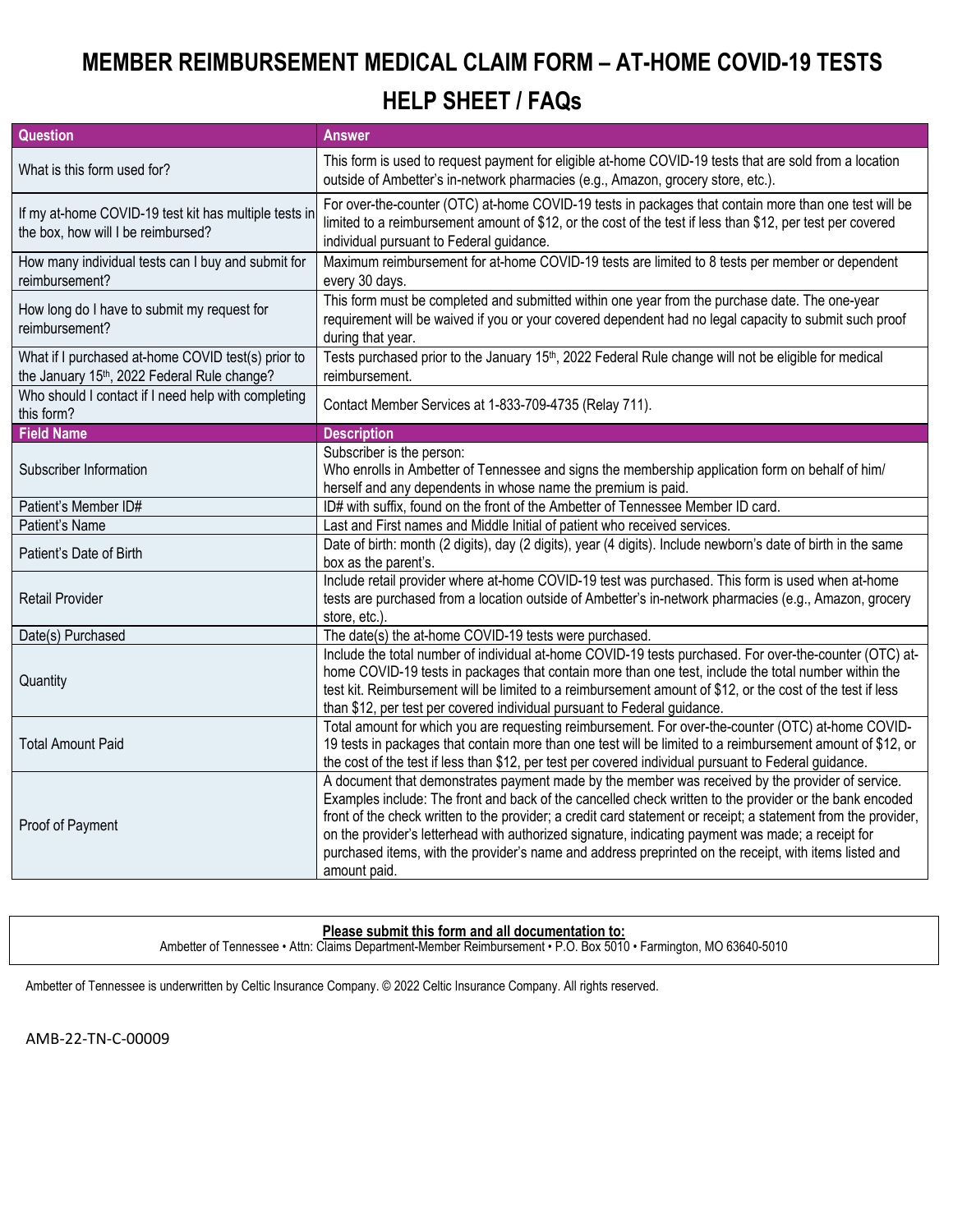# MEMBER REIMBURSEMENT MEDICAL CLAIM FORM – AT-HOME COVID-19 TESTS

## HELP SHEET / FAQs

| Question | Answer |
|---|---|
| What is this form used for? | This form is used to request payment for eligible at-home COVID-19 tests that are sold from a location outside of Ambetter's in-network pharmacies (e.g., Amazon, grocery store, etc.). |
| If my at-home COVID-19 test kit has multiple tests in the box, how will I be reimbursed? | For over-the-counter (OTC) at-home COVID-19 tests in packages that contain more than one test will be limited to a reimbursement amount of $12, or the cost of the test if less than $12, per test per covered individual pursuant to Federal guidance. |
| How many individual tests can I buy and submit for reimbursement? | Maximum reimbursement for at-home COVID-19 tests are limited to 8 tests per member or dependent every 30 days. |
| How long do I have to submit my request for reimbursement? | This form must be completed and submitted within one year from the purchase date. The one-year requirement will be waived if you or your covered dependent had no legal capacity to submit such proof during that year. |
| What if I purchased at-home COVID test(s) prior to the January 15th, 2022 Federal Rule change? | Tests purchased prior to the January 15th, 2022 Federal Rule change will not be eligible for medical reimbursement. |
| Who should I contact if I need help with completing this form? | Contact Member Services at 1-833-709-4735 (Relay 711). |
| **Field Name** | **Description** |
| Subscriber Information | Subscriber is the person:<br>Who enrolls in Ambetter of Tennessee and signs the membership application form on behalf of him/ herself and any dependents in whose name the premium is paid. |
| Patient's Member ID# | ID# with suffix, found on the front of the Ambetter of Tennessee Member ID card. |
| Patient's Name | Last and First names and Middle Initial of patient who received services. |
| Patient's Date of Birth | Date of birth: month (2 digits), day (2 digits), year (4 digits). Include newborn's date of birth in the same box as the parent's. |
| Retail Provider | Include retail provider where at-home COVID-19 test was purchased. This form is used when at-home tests are purchased from a location outside of Ambetter's in-network pharmacies (e.g., Amazon, grocery store, etc.). |
| Date(s) Purchased | The date(s) the at-home COVID-19 tests were purchased. |
| Quantity | Include the total number of individual at-home COVID-19 tests purchased. For over-the-counter (OTC) at-home COVID-19 tests in packages that contain more than one test, include the total number within the test kit. Reimbursement will be limited to a reimbursement amount of $12, or the cost of the test if less than $12, per test per covered individual pursuant to Federal guidance. |
| Total Amount Paid | Total amount for which you are requesting reimbursement. For over-the-counter (OTC) at-home COVID-19 tests in packages that contain more than one test will be limited to a reimbursement amount of $12, or the cost of the test if less than $12, per test per covered individual pursuant to Federal guidance. |
| Proof of Payment | A document that demonstrates payment made by the member was received by the provider of service. Examples include: The front and back of the cancelled check written to the provider or the bank encoded front of the check written to the provider; a credit card statement or receipt; a statement from the provider, on the provider's letterhead with authorized signature, indicating payment was made; a receipt for purchased items, with the provider's name and address preprinted on the receipt, with items listed and amount paid. |

**Please submit this form and all documentation to:**
Ambetter of Tennessee • Attn: Claims Department-Member Reimbursement • P.O. Box 5010 • Farmington, MO 63640-5010

Ambetter of Tennessee is underwritten by Celtic Insurance Company. © 2022 Celtic Insurance Company. All rights reserved.

AMB-22-TN-C-00009